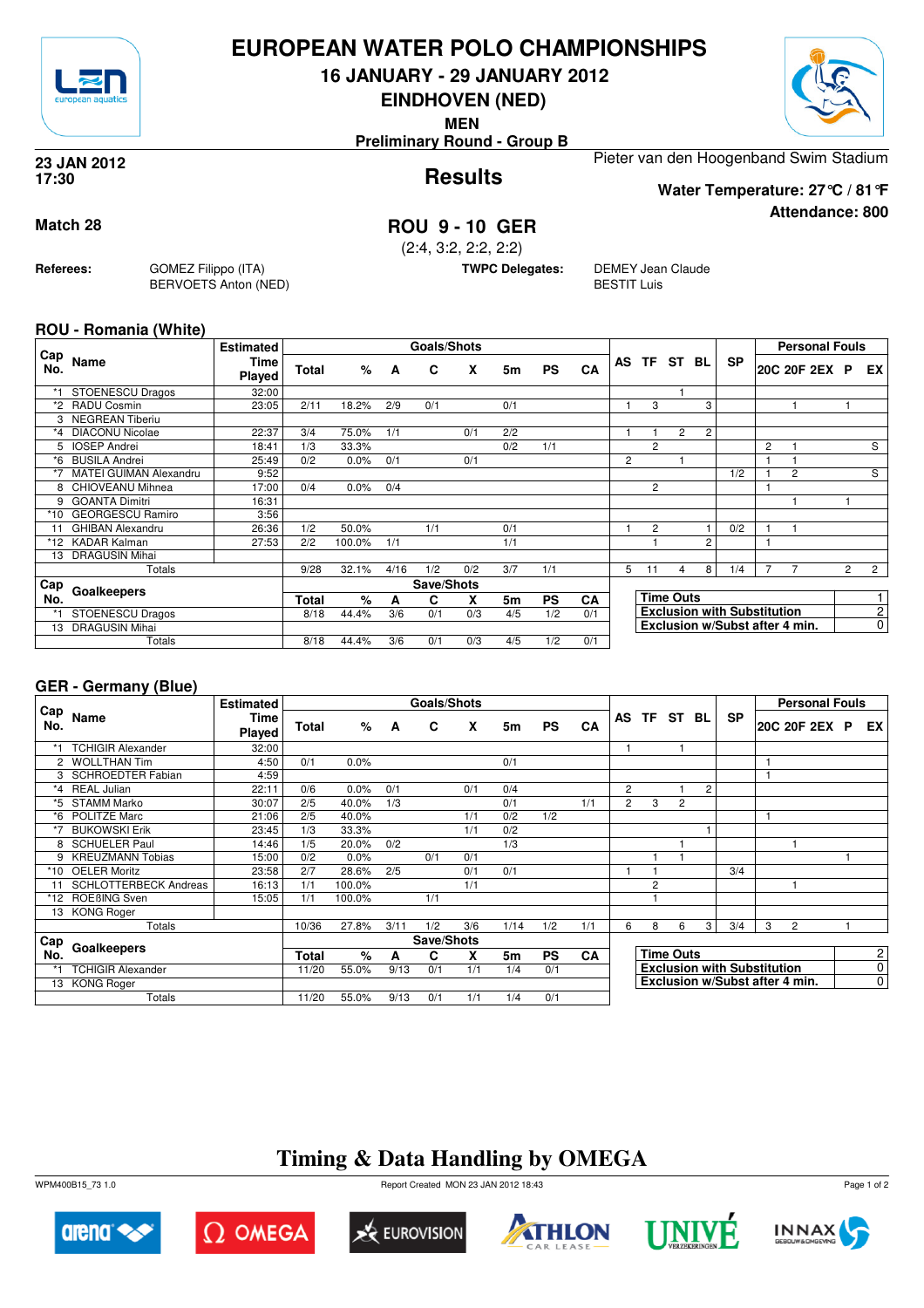# EUROPEAN WATER POLO CHAMPIONSHIPS

## 16 JANUARY - 29 JANUARY 2012

## EINDHOVEN (NED)

**MEN**

**Preliminary Round - Group B**

**23 JAN 2012**
**17:30**

Pieter van den Hoogenband Swim Stadium

## Results

**Water Temperature: 27°C / 81°F**

**Attendance: 800**

**Match 28**

## ROU 9 - 10 GER

(2:4, 3:2, 2:2, 2:2)

**Referees:** GOMEZ Filippo (ITA), BERVOETS Anton (NED)

**TWPC Delegates:** DEMEY Jean Claude, BESTIT Luis

### ROU - Romania (White)

| Cap No. | Name | Estimated Time Played | Goals/Shots Total | % | A | C | X | 5m | PS | CA | AS | TF | ST | BL | SP | 20C | 20F | 2EX | P | EX |
|---|---|---|---|---|---|---|---|---|---|---|---|---|---|---|---|---|---|---|---|---|
| *1 | STOENESCU Dragos | 32:00 | | | | | | | | | | | 1 | | | | | | | |
| *2 | RADU Cosmin | 23:05 | 2/11 | 18.2% | 2/9 | 0/1 | | 0/1 | | | 1 | 3 | | 3 | | | 1 | | 1 | |
| 3 | NEGREAN Tiberiu | | | | | | | | | | | | | | | | | | | |
| *4 | DIACONU Nicolae | 22:37 | 3/4 | 75.0% | 1/1 | | 0/1 | 2/2 | | | 1 | 1 | 2 | 2 | | | | | | |
| 5 | IOSEP Andrei | 18:41 | 1/3 | 33.3% | | | | 0/2 | 1/1 | | | 2 | | | | 2 | 1 | | | S |
| *6 | BUSILA Andrei | 25:49 | 0/2 | 0.0% | 0/1 | | 0/1 | | | | 2 | | 1 | | | 1 | 1 | | | |
| *7 | MATEI GUIMAN Alexandru | 9:52 | | | | | | | | | | | | | 1/2 | 1 | 2 | | | S |
| 8 | CHIOVEANU Mihnea | 17:00 | 0/4 | 0.0% | 0/4 | | | | | | | 2 | | | | 1 | | | | |
| 9 | GOANTA Dimitri | 16:31 | | | | | | | | | | | | | | | 1 | | 1 | |
| *10 | GEORGESCU Ramiro | 3:56 | | | | | | | | | | | | | | | | | | |
| 11 | GHIBAN Alexandru | 26:36 | 1/2 | 50.0% | | 1/1 | | 0/1 | | | 1 | 2 | | 1 | 0/2 | 1 | 1 | | | |
| *12 | KADAR Kalman | 27:53 | 2/2 | 100.0% | 1/1 | | | 1/1 | | | | 1 | | 2 | | 1 | | | | |
| 13 | DRAGUSIN Mihai | | | | | | | | | | | | | | | | | | | |
| | Totals | | 9/28 | 32.1% | 4/16 | 1/2 | 0/2 | 3/7 | 1/1 | | 5 | 11 | 4 | 8 | 1/4 | 7 | 7 | | 2 | 2 |

| Cap No. | Goalkeepers | Save/Shots Total | % | A | C | X | 5m | PS | CA |
|---|---|---|---|---|---|---|---|---|---|
| *1 | STOENESCU Dragos | 8/18 | 44.4% | 3/6 | 0/1 | 0/3 | 4/5 | 1/2 | 0/1 |
| 13 | DRAGUSIN Mihai | | | | | | | | |
| | Totals | 8/18 | 44.4% | 3/6 | 0/1 | 0/3 | 4/5 | 1/2 | 0/1 |

| | |
|---|---|
| **Time Outs** | 1 |
| **Exclusion with Substitution** | 2 |
| **Exclusion w/Subst after 4 min.** | 0 |

### GER - Germany (Blue)

| Cap No. | Name | Estimated Time Played | Goals/Shots Total | % | A | C | X | 5m | PS | CA | AS | TF | ST | BL | SP | 20C | 20F | 2EX | P | EX |
|---|---|---|---|---|---|---|---|---|---|---|---|---|---|---|---|---|---|---|---|---|
| *1 | TCHIGIR Alexander | 32:00 | | | | | | | | | 1 | | 1 | | | | | | | |
| 2 | WOLLTHAN Tim | 4:50 | 0/1 | 0.0% | | | | 0/1 | | | | | | | | 1 | | | | |
| 3 | SCHROEDTER Fabian | 4:59 | | | | | | | | | | | | | | 1 | | | | |
| *4 | REAL Julian | 22:11 | 0/6 | 0.0% | 0/1 | | 0/1 | 0/4 | | | 2 | | 1 | 2 | | | | | | |
| *5 | STAMM Marko | 30:07 | 2/5 | 40.0% | 1/3 | | | 0/1 | | 1/1 | 2 | 3 | 2 | | | | | | | |
| *6 | POLITZE Marc | 21:06 | 2/5 | 40.0% | | | 1/1 | 0/2 | 1/2 | | | | | | | 1 | | | | |
| *7 | BUKOWSKI Erik | 23:45 | 1/3 | 33.3% | | | 1/1 | 0/2 | | | | | | 1 | | | | | | |
| 8 | SCHUELER Paul | 14:46 | 1/5 | 20.0% | 0/2 | | | 1/3 | | | | | 1 | | | | 1 | | | |
| 9 | KREUZMANN Tobias | 15:00 | 0/2 | 0.0% | | 0/1 | 0/1 | | | | | 1 | 1 | | | | | | 1 | |
| *10 | OELER Moritz | 23:58 | 2/7 | 28.6% | 2/5 | | 0/1 | 0/1 | | | 1 | 1 | | | 3/4 | | | | | |
| 11 | SCHLOTTERBECK Andreas | 16:13 | 1/1 | 100.0% | | | 1/1 | | | | | 2 | | | | | 1 | | | |
| *12 | ROEßING Sven | 15:05 | 1/1 | 100.0% | | 1/1 | | | | | | 1 | | | | | | | | |
| 13 | KONG Roger | | | | | | | | | | | | | | | | | | | |
| | Totals | | 10/36 | 27.8% | 3/11 | 1/2 | 3/6 | 1/14 | 1/2 | 1/1 | 6 | 8 | 6 | 3 | 3/4 | 3 | 2 | | 1 | |

| Cap No. | Goalkeepers | Save/Shots Total | % | A | C | X | 5m | PS | CA |
|---|---|---|---|---|---|---|---|---|---|
| *1 | TCHIGIR Alexander | 11/20 | 55.0% | 9/13 | 0/1 | 1/1 | 1/4 | 0/1 | |
| 13 | KONG Roger | | | | | | | | |
| | Totals | 11/20 | 55.0% | 9/13 | 0/1 | 1/1 | 1/4 | 0/1 | |

| | |
|---|---|
| **Time Outs** | 2 |
| **Exclusion with Substitution** | 0 |
| **Exclusion w/Subst after 4 min.** | 0 |

## Timing & Data Handling by OMEGA

WPM400B15_73 1.0 — Report Created MON 23 JAN 2012 18:43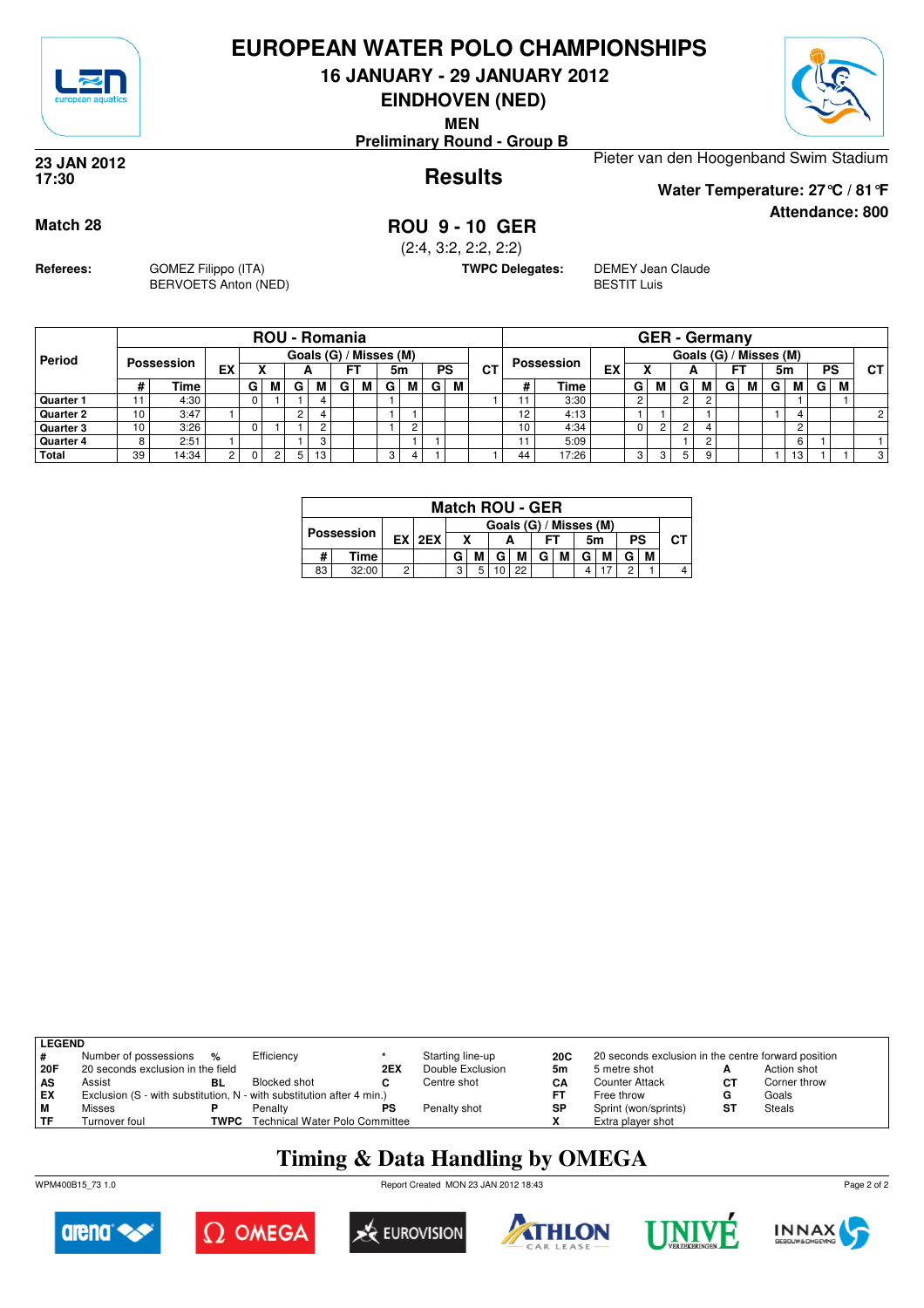# EUROPEAN WATER POLO CHAMPIONSHIPS

**16 JANUARY - 29 JANUARY 2012**

**EINDHOVEN (NED)**

**MEN**

**Preliminary Round - Group B**

**23 JAN 2012**
**17:30**

## Results

Pieter van den Hoogenband Swim Stadium

**Water Temperature: 27°C / 81°F**

**Attendance: 800**

**Match 28**

**ROU 9 - 10 GER**

(2:4, 3:2, 2:2, 2:2)

**Referees:** GOMEZ Filippo (ITA), BERVOETS Anton (NED)

**TWPC Delegates:** DEMEY Jean Claude, BESTIT Luis

| Period | ROU - Romania | | | | | | | | | | | | | | GER - Germany | | | | | | | | | | | | | |
|---|---|---|---|---|---|---|---|---|---|---|---|---|---|---|---|---|---|---|---|---|---|---|---|---|---|---|---|---|
| | Possession | | EX | Goals (G) / Misses (M) | | | | | | | | | | CT | Possession | | EX | Goals (G) / Misses (M) | | | | | | | | | | CT |
| | | | | X | | A | | FT | | 5m | | PS | | | | | | X | | A | | FT | | 5m | | PS | | |
| | # | Time | | G | M | G | M | G | M | G | M | G | M | | # | Time | | G | M | G | M | G | M | G | M | G | M | |
| Quarter 1 | 11 | 4:30 | | 0 | 1 | 1 | 4 | | | 1 | | | | 1 | 11 | 3:30 | | 2 | | 2 | 2 | | | | 1 | | 1 | |
| Quarter 2 | 10 | 3:47 | 1 | | | 2 | 4 | | | 1 | 1 | | | | 12 | 4:13 | | 1 | 1 | | 1 | | | 1 | 4 | | | 2 |
| Quarter 3 | 10 | 3:26 | | 0 | 1 | 1 | 2 | | | 1 | 2 | | | | 10 | 4:34 | | 0 | 2 | 2 | 4 | | | | 2 | | | |
| Quarter 4 | 8 | 2:51 | 1 | | | 1 | 3 | | | | 1 | 1 | | | 11 | 5:09 | | | | 1 | 2 | | | | 6 | 1 | | 1 |
| Total | 39 | 14:34 | 2 | 0 | 2 | 5 | 13 | | | 3 | 4 | 1 | | 1 | 44 | 17:26 | | 3 | 3 | 5 | 9 | | | 1 | 13 | 1 | 1 | 3 |

| Match ROU - GER | | | | | | | | | | | | | | |
|---|---|---|---|---|---|---|---|---|---|---|---|---|---|---|
| Possession | | EX | 2EX | Goals (G) / Misses (M) | | | | | | | | | | CT |
| | | | | X | | A | | FT | | 5m | | PS | | |
| # | Time | | | G | M | G | M | G | M | G | M | G | M | |
| 83 | 32:00 | 2 | | 3 | 5 | 10 | 22 | | | 4 | 17 | 2 | 1 | 4 |

| LEGEND | | | | | | | | | |
|---|---|---|---|---|---|---|---|---|---|
| # | Number of possessions | % | Efficiency | * | Starting line-up | 20C | 20 seconds exclusion in the centre forward position | | |
| 20F | 20 seconds exclusion in the field | | | 2EX | Double Exclusion | 5m | 5 metre shot | A | Action shot |
| AS | Assist | BL | Blocked shot | C | Centre shot | CA | Counter Attack | CT | Corner throw |
| EX | Exclusion (S - with substitution, N - with substitution after 4 min.) | | | | | FT | Free throw | G | Goals |
| M | Misses | P | Penalty | PS | Penalty shot | SP | Sprint (won/sprints) | ST | Steals |
| TF | Turnover foul | TWPC | Technical Water Polo Committee | | | X | Extra player shot | | |

## Timing & Data Handling by OMEGA

WPM400B15_73 1.0 Report Created MON 23 JAN 2012 18:43